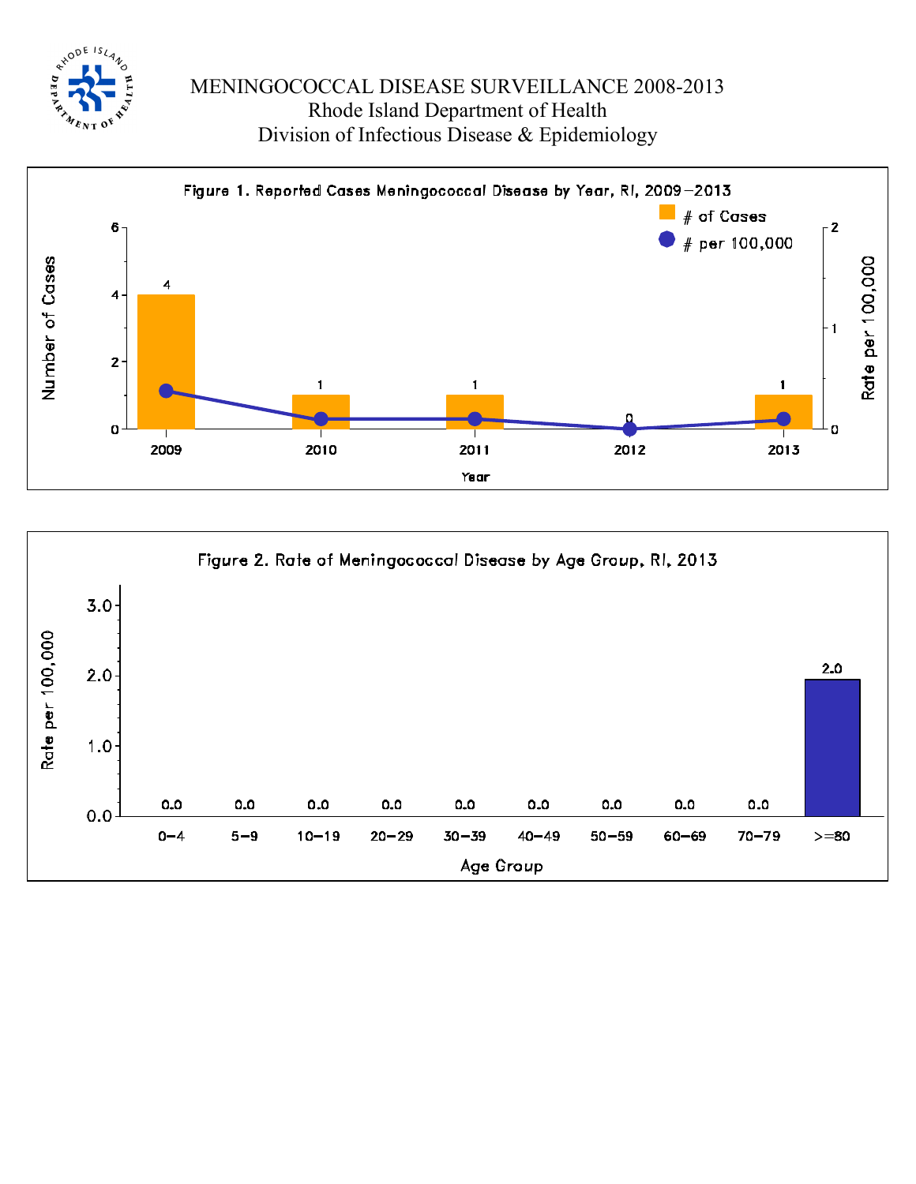# MENINGOCOCCAL DISEASE SURVEILLANCE 2008-2013

Rhode Island Department of Health

Division of Infectious Disease & Epidemiology

Figure 1. Reported Cases Meningococcal Disease by Year, RI, 2009–2013

| Year | # of Cases |
|---|---|
| 2009 | 4 |
| 2010 | 1 |
| 2011 | 1 |
| 2012 | 0 |
| 2013 | 1 |

Figure 2. Rate of Meningococcal Disease by Age Group, RI, 2013

| Age Group | Rate per 100,000 |
|---|---|
| 0–4 | 0.0 |
| 5–9 | 0.0 |
| 10–19 | 0.0 |
| 20–29 | 0.0 |
| 30–39 | 0.0 |
| 40–49 | 0.0 |
| 50–59 | 0.0 |
| 60–69 | 0.0 |
| 70–79 | 0.0 |
| >=80 | 2.0 |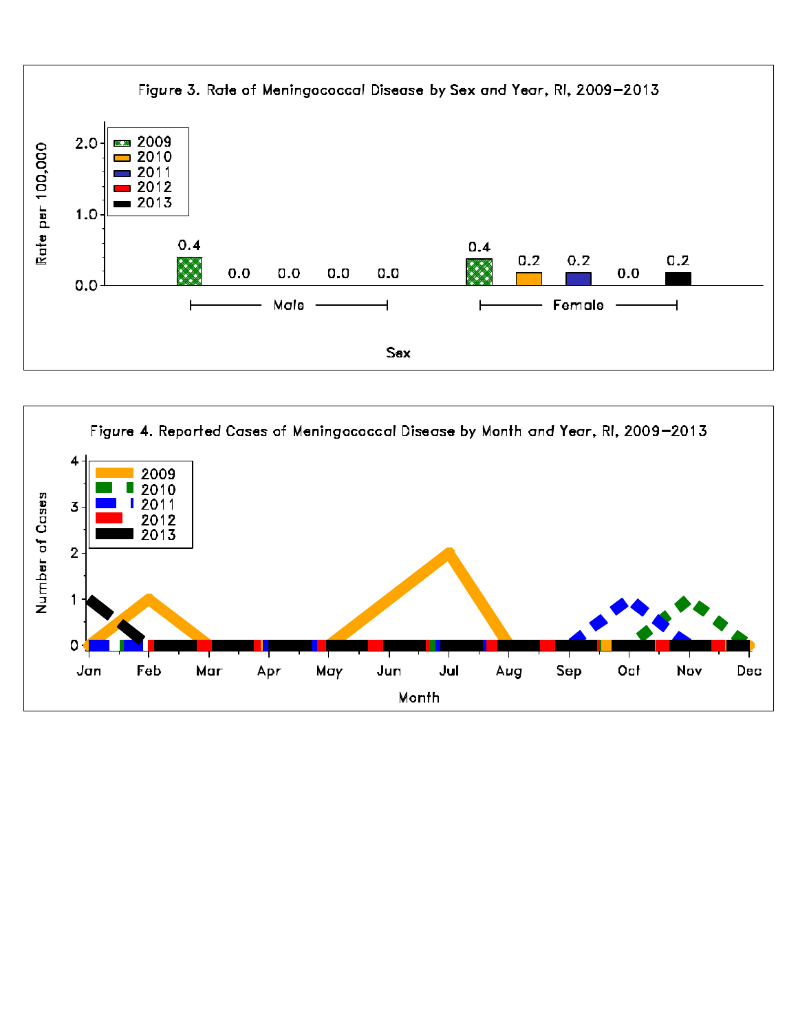Figure 3. Rate of Meningococcal Disease by Sex and Year, RI, 2009–2013

| Sex | 2009 | 2010 | 2011 | 2012 | 2013 |
|---|---|---|---|---|---|
| Male | 0.4 | 0.0 | 0.0 | 0.0 | 0.0 |
| Female | 0.4 | 0.2 | 0.2 | 0.0 | 0.2 |

Rate per 100,000

Figure 4. Reported Cases of Meningococcal Disease by Month and Year, RI, 2009–2013

Number of Cases

Month: Jan, Feb, Mar, Apr, May, Jun, Jul, Aug, Sep, Oct, Nov, Dec

Legend: 2009, 2010, 2011, 2012, 2013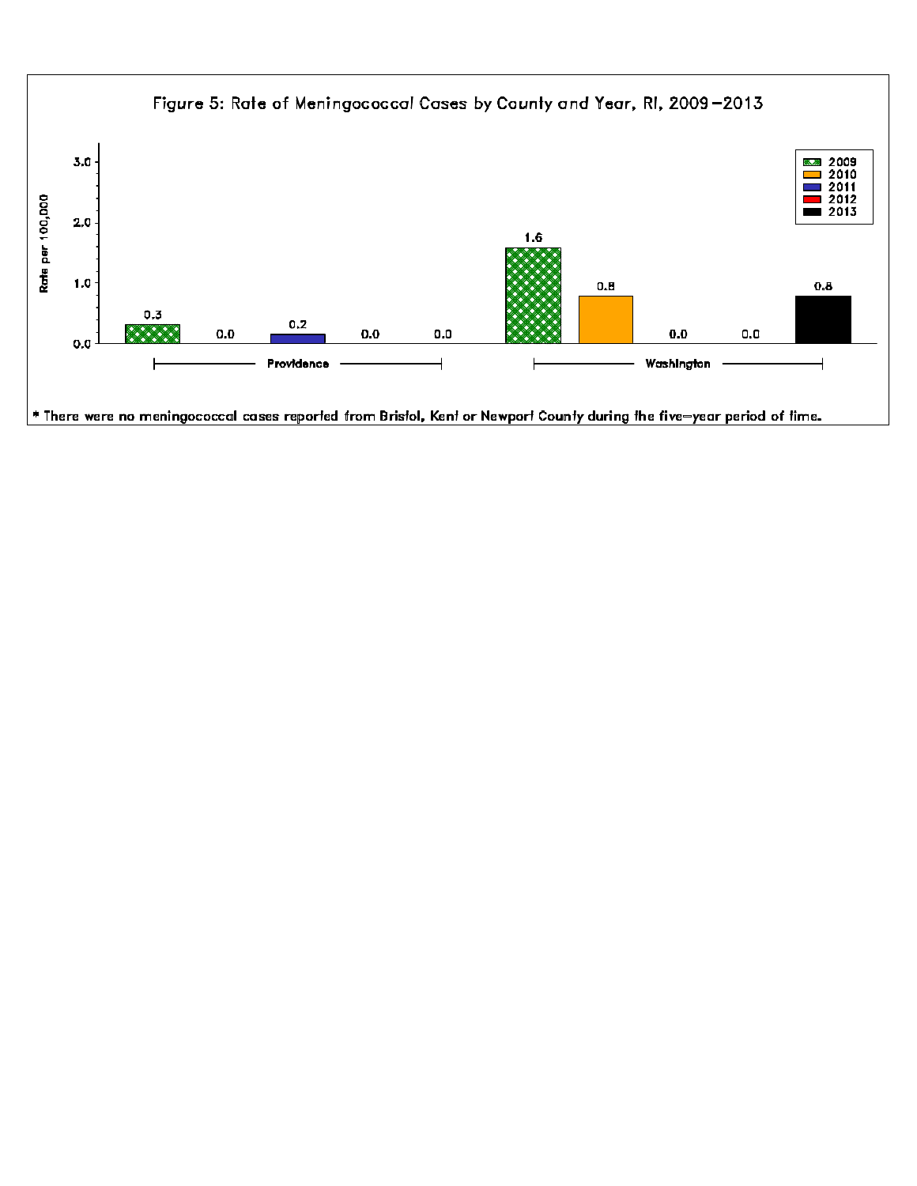Figure 5: Rate of Meningococcal Cases by County and Year, RI, 2009–2013

| County | 2009 | 2010 | 2011 | 2012 | 2013 |
|---|---|---|---|---|---|
| Providence | 0.3 | 0.0 | 0.2 | 0.0 | 0.0 |
| Washington | 1.6 | 0.8 | 0.0 | 0.0 | 0.8 |

Rate per 100,000

* There were no meningococcal cases reported from Bristol, Kent or Newport County during the five-year period of time.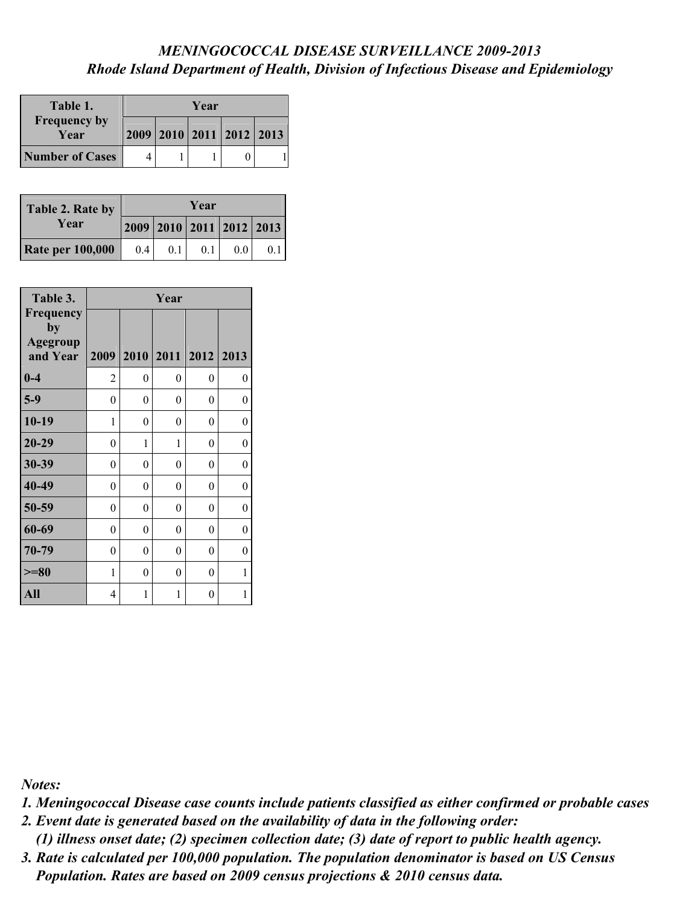*MENINGOCOCCAL DISEASE SURVEILLANCE 2009-2013*

*Rhode Island Department of Health, Division of Infectious Disease and Epidemiology*

| Table 1. Frequency by Year | Year | | | | |
|---|---|---|---|---|---|
| | 2009 | 2010 | 2011 | 2012 | 2013 |
| Number of Cases | 4 | 1 | 1 | 0 | 1 |

| Table 2. Rate by Year | Year | | | | |
|---|---|---|---|---|---|
| | 2009 | 2010 | 2011 | 2012 | 2013 |
| Rate per 100,000 | 0.4 | 0.1 | 0.1 | 0.0 | 0.1 |

| Table 3. Frequency by Agegroup and Year | Year | | | | |
|---|---|---|---|---|---|
| | 2009 | 2010 | 2011 | 2012 | 2013 |
| 0-4 | 2 | 0 | 0 | 0 | 0 |
| 5-9 | 0 | 0 | 0 | 0 | 0 |
| 10-19 | 1 | 0 | 0 | 0 | 0 |
| 20-29 | 0 | 1 | 1 | 0 | 0 |
| 30-39 | 0 | 0 | 0 | 0 | 0 |
| 40-49 | 0 | 0 | 0 | 0 | 0 |
| 50-59 | 0 | 0 | 0 | 0 | 0 |
| 60-69 | 0 | 0 | 0 | 0 | 0 |
| 70-79 | 0 | 0 | 0 | 0 | 0 |
| >=80 | 1 | 0 | 0 | 0 | 1 |
| All | 4 | 1 | 1 | 0 | 1 |

***Notes:***

***1. Meningococcal Disease case counts include patients classified as either confirmed or probable cases***

***2. Event date is generated based on the availability of data in the following order: (1) illness onset date; (2) specimen collection date; (3) date of report to public health agency.***

***3. Rate is calculated per 100,000 population. The population denominator is based on US Census Population. Rates are based on 2009 census projections & 2010 census data.***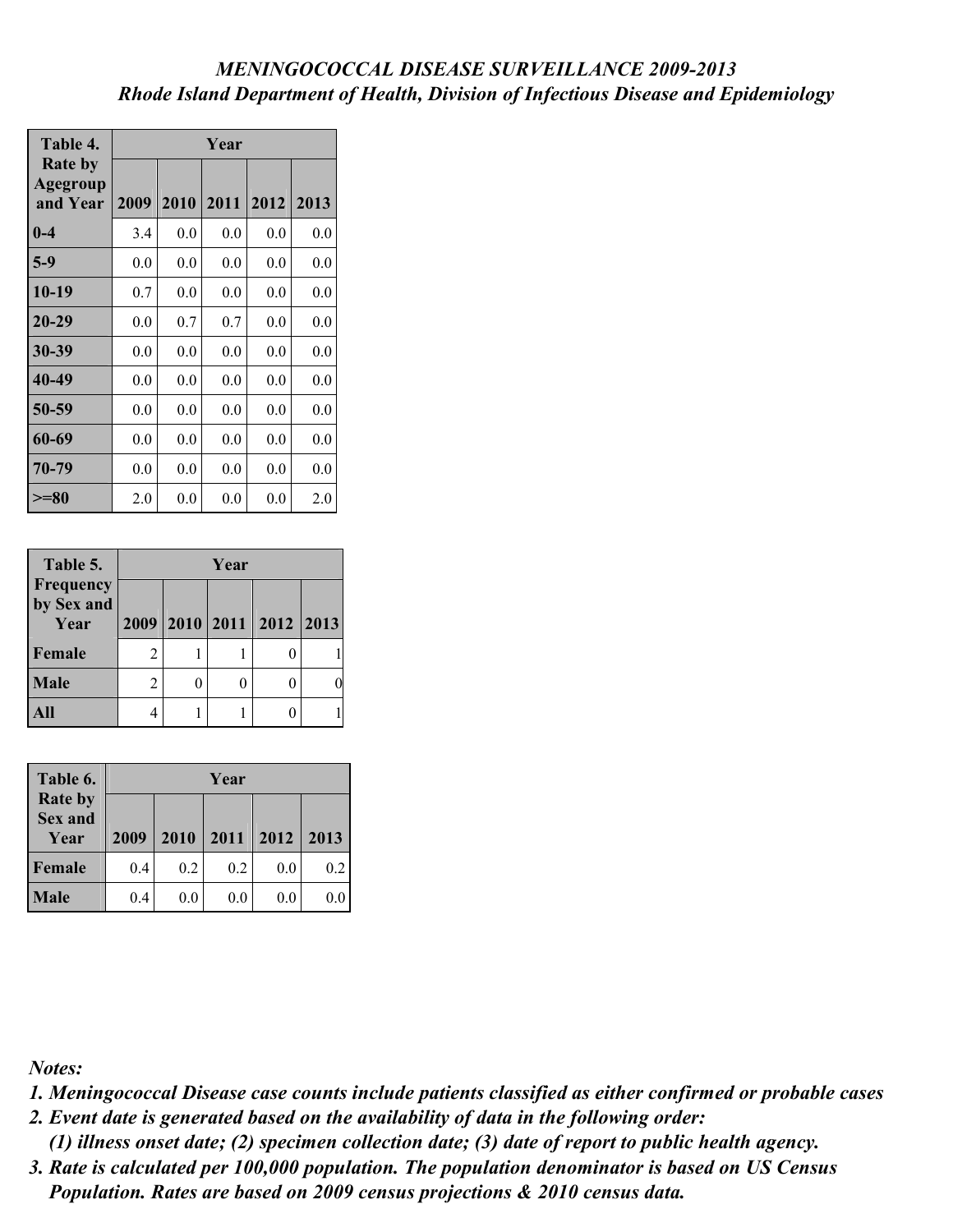*MENINGOCOCCAL DISEASE SURVEILLANCE 2009-2013*
*Rhode Island Department of Health, Division of Infectious Disease and Epidemiology*

| Table 4. Rate by Agegroup and Year | Year | | | | |
|---|---|---|---|---|---|
| | 2009 | 2010 | 2011 | 2012 | 2013 |
| 0-4 | 3.4 | 0.0 | 0.0 | 0.0 | 0.0 |
| 5-9 | 0.0 | 0.0 | 0.0 | 0.0 | 0.0 |
| 10-19 | 0.7 | 0.0 | 0.0 | 0.0 | 0.0 |
| 20-29 | 0.0 | 0.7 | 0.7 | 0.0 | 0.0 |
| 30-39 | 0.0 | 0.0 | 0.0 | 0.0 | 0.0 |
| 40-49 | 0.0 | 0.0 | 0.0 | 0.0 | 0.0 |
| 50-59 | 0.0 | 0.0 | 0.0 | 0.0 | 0.0 |
| 60-69 | 0.0 | 0.0 | 0.0 | 0.0 | 0.0 |
| 70-79 | 0.0 | 0.0 | 0.0 | 0.0 | 0.0 |
| >=80 | 2.0 | 0.0 | 0.0 | 0.0 | 2.0 |

| Table 5. Frequency by Sex and Year | Year | | | | |
|---|---|---|---|---|---|
| | 2009 | 2010 | 2011 | 2012 | 2013 |
| Female | 2 | 1 | 1 | 0 | 1 |
| Male | 2 | 0 | 0 | 0 | 0 |
| All | 4 | 1 | 1 | 0 | 1 |

| Table 6. Rate by Sex and Year | Year | | | | |
|---|---|---|---|---|---|
| | 2009 | 2010 | 2011 | 2012 | 2013 |
| Female | 0.4 | 0.2 | 0.2 | 0.0 | 0.2 |
| Male | 0.4 | 0.0 | 0.0 | 0.0 | 0.0 |

***Notes:***

***1. Meningococcal Disease case counts include patients classified as either confirmed or probable cases***

***2. Event date is generated based on the availability of data in the following order:***
***(1) illness onset date; (2) specimen collection date; (3) date of report to public health agency.***

***3. Rate is calculated per 100,000 population. The population denominator is based on US Census Population. Rates are based on 2009 census projections & 2010 census data.***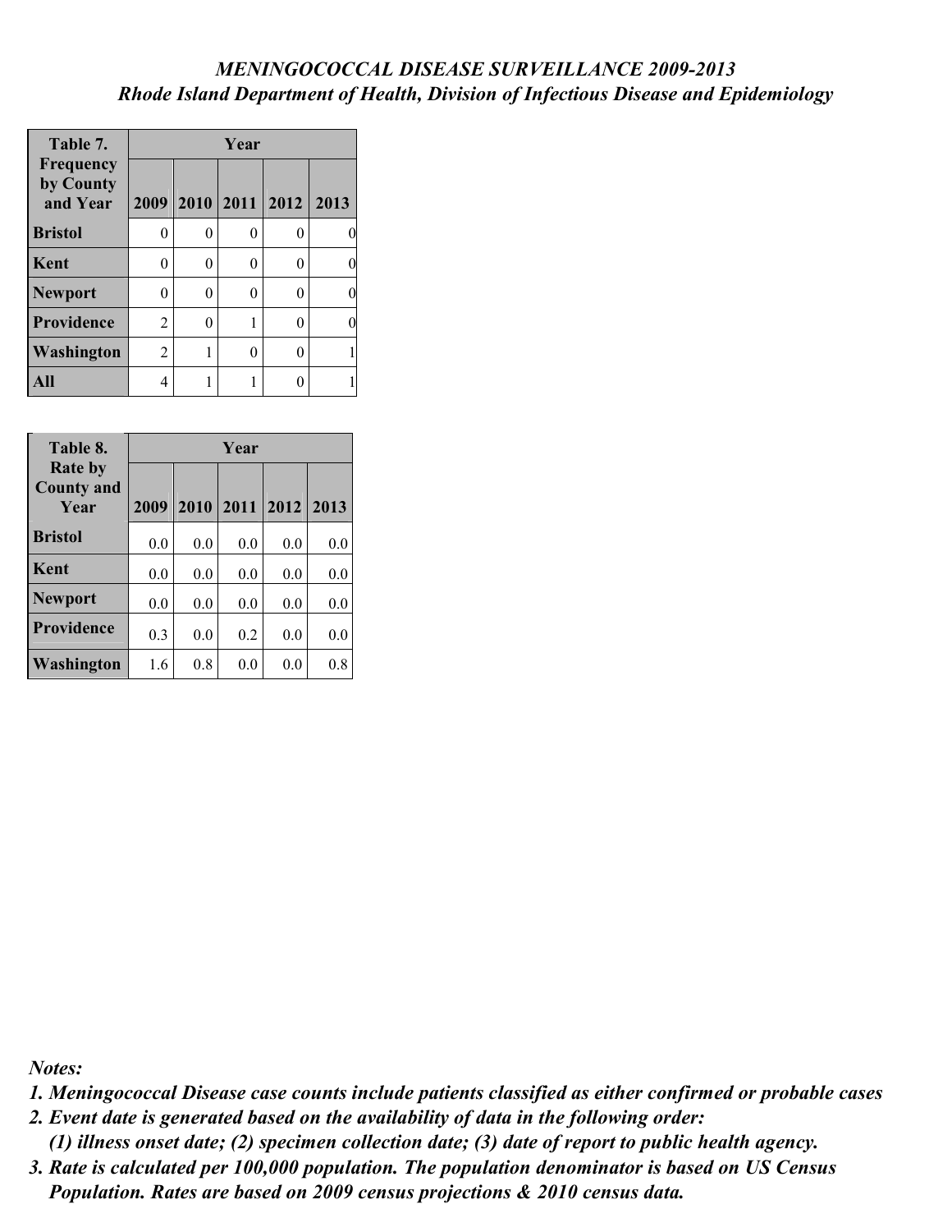*MENINGOCOCCAL DISEASE SURVEILLANCE 2009-2013*

*Rhode Island Department of Health, Division of Infectious Disease and Epidemiology*

| Table 7. Frequency by County and Year | Year | | | | |
|---|---|---|---|---|---|
| | 2009 | 2010 | 2011 | 2012 | 2013 |
| **Bristol** | 0 | 0 | 0 | 0 | 0 |
| **Kent** | 0 | 0 | 0 | 0 | 0 |
| **Newport** | 0 | 0 | 0 | 0 | 0 |
| **Providence** | 2 | 0 | 1 | 0 | 0 |
| **Washington** | 2 | 1 | 0 | 0 | 1 |
| **All** | 4 | 1 | 1 | 0 | 1 |

| Table 8. Rate by County and Year | Year | | | | |
|---|---|---|---|---|---|
| | 2009 | 2010 | 2011 | 2012 | 2013 |
| **Bristol** | 0.0 | 0.0 | 0.0 | 0.0 | 0.0 |
| **Kent** | 0.0 | 0.0 | 0.0 | 0.0 | 0.0 |
| **Newport** | 0.0 | 0.0 | 0.0 | 0.0 | 0.0 |
| **Providence** | 0.3 | 0.0 | 0.2 | 0.0 | 0.0 |
| **Washington** | 1.6 | 0.8 | 0.0 | 0.0 | 0.8 |

***Notes:***

***1. Meningococcal Disease case counts include patients classified as either confirmed or probable cases***

***2. Event date is generated based on the availability of data in the following order: (1) illness onset date; (2) specimen collection date; (3) date of report to public health agency.***

***3. Rate is calculated per 100,000 population. The population denominator is based on US Census Population. Rates are based on 2009 census projections & 2010 census data.***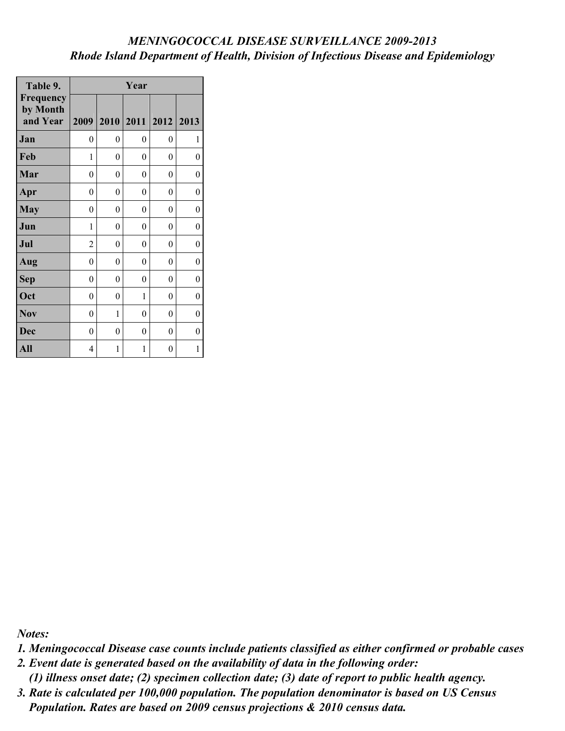*MENINGOCOCCAL DISEASE SURVEILLANCE 2009-2013*
*Rhode Island Department of Health, Division of Infectious Disease and Epidemiology*

| Table 9. Frequency by Month and Year | Year | | | | |
|---|---|---|---|---|---|
| | 2009 | 2010 | 2011 | 2012 | 2013 |
| **Jan** | 0 | 0 | 0 | 0 | 1 |
| **Feb** | 1 | 0 | 0 | 0 | 0 |
| **Mar** | 0 | 0 | 0 | 0 | 0 |
| **Apr** | 0 | 0 | 0 | 0 | 0 |
| **May** | 0 | 0 | 0 | 0 | 0 |
| **Jun** | 1 | 0 | 0 | 0 | 0 |
| **Jul** | 2 | 0 | 0 | 0 | 0 |
| **Aug** | 0 | 0 | 0 | 0 | 0 |
| **Sep** | 0 | 0 | 0 | 0 | 0 |
| **Oct** | 0 | 0 | 1 | 0 | 0 |
| **Nov** | 0 | 1 | 0 | 0 | 0 |
| **Dec** | 0 | 0 | 0 | 0 | 0 |
| **All** | 4 | 1 | 1 | 0 | 1 |

***Notes:***

***1. Meningococcal Disease case counts include patients classified as either confirmed or probable cases***

***2. Event date is generated based on the availability of data in the following order:***
***(1) illness onset date; (2) specimen collection date; (3) date of report to public health agency.***

***3. Rate is calculated per 100,000 population. The population denominator is based on US Census Population. Rates are based on 2009 census projections & 2010 census data.***